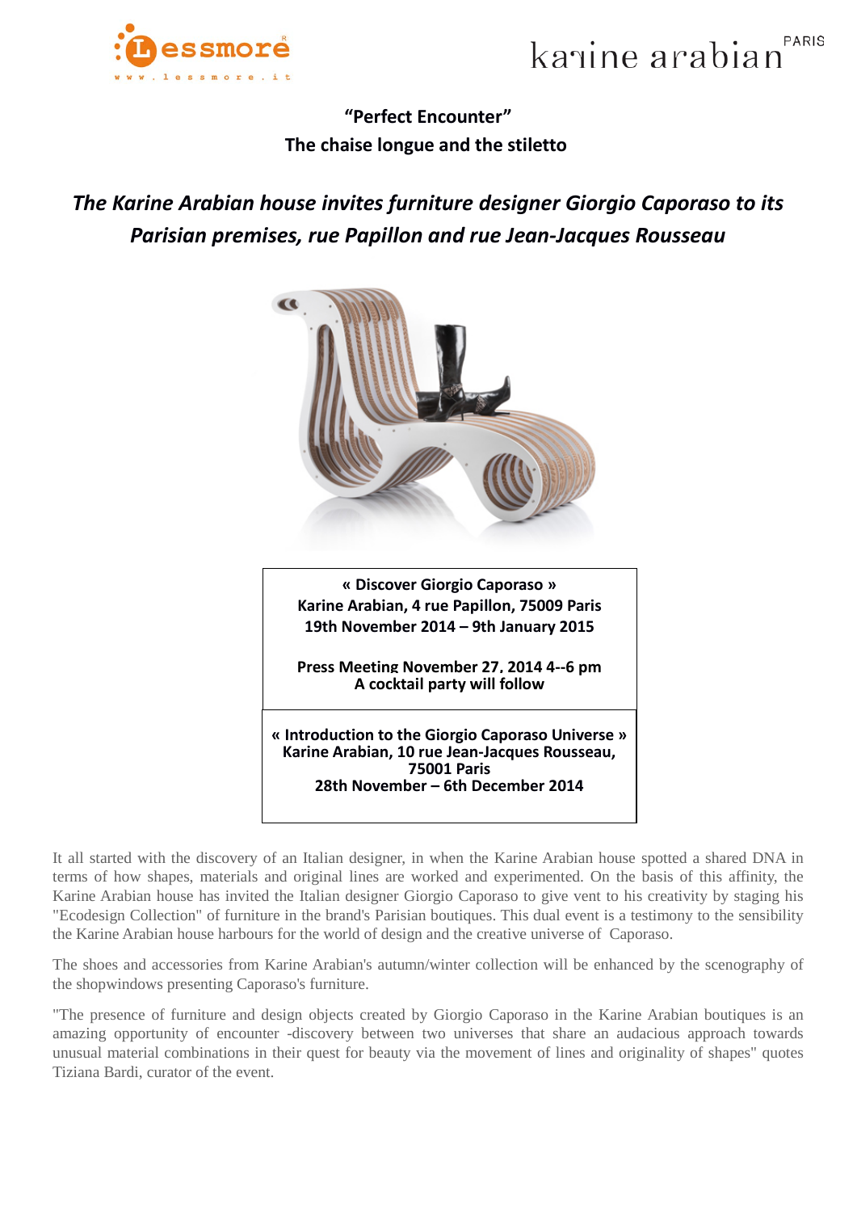**“Perfect Encounter”**
**The chaise longue and the stiletto**

# *The Karine Arabian house invites furniture designer Giorgio Caporaso to its Parisian premises, rue Papillon and rue Jean-Jacques Rousseau*

**« Discover Giorgio Caporaso »**
**Karine Arabian, 4 rue Papillon, 75009 Paris**
**19th November 2014 – 9th January 2015**

**Press Meeting November 27, 2014 4--6 pm**
**A cocktail party will follow**

**« Introduction to the Giorgio Caporaso Universe »**
**Karine Arabian, 10 rue Jean-Jacques Rousseau, 75001 Paris**
**28th November – 6th December 2014**

It all started with the discovery of an Italian designer, in when the Karine Arabian house spotted a shared DNA in terms of how shapes, materials and original lines are worked and experimented. On the basis of this affinity, the Karine Arabian house has invited the Italian designer Giorgio Caporaso to give vent to his creativity by staging his "Ecodesign Collection" of furniture in the brand's Parisian boutiques. This dual event is a testimony to the sensibility the Karine Arabian house harbours for the world of design and the creative universe of Caporaso.

The shoes and accessories from Karine Arabian's autumn/winter collection will be enhanced by the scenography of the shopwindows presenting Caporaso's furniture.

"The presence of furniture and design objects created by Giorgio Caporaso in the Karine Arabian boutiques is an amazing opportunity of encounter -discovery between two universes that share an audacious approach towards unusual material combinations in their quest for beauty via the movement of lines and originality of shapes" quotes Tiziana Bardi, curator of the event.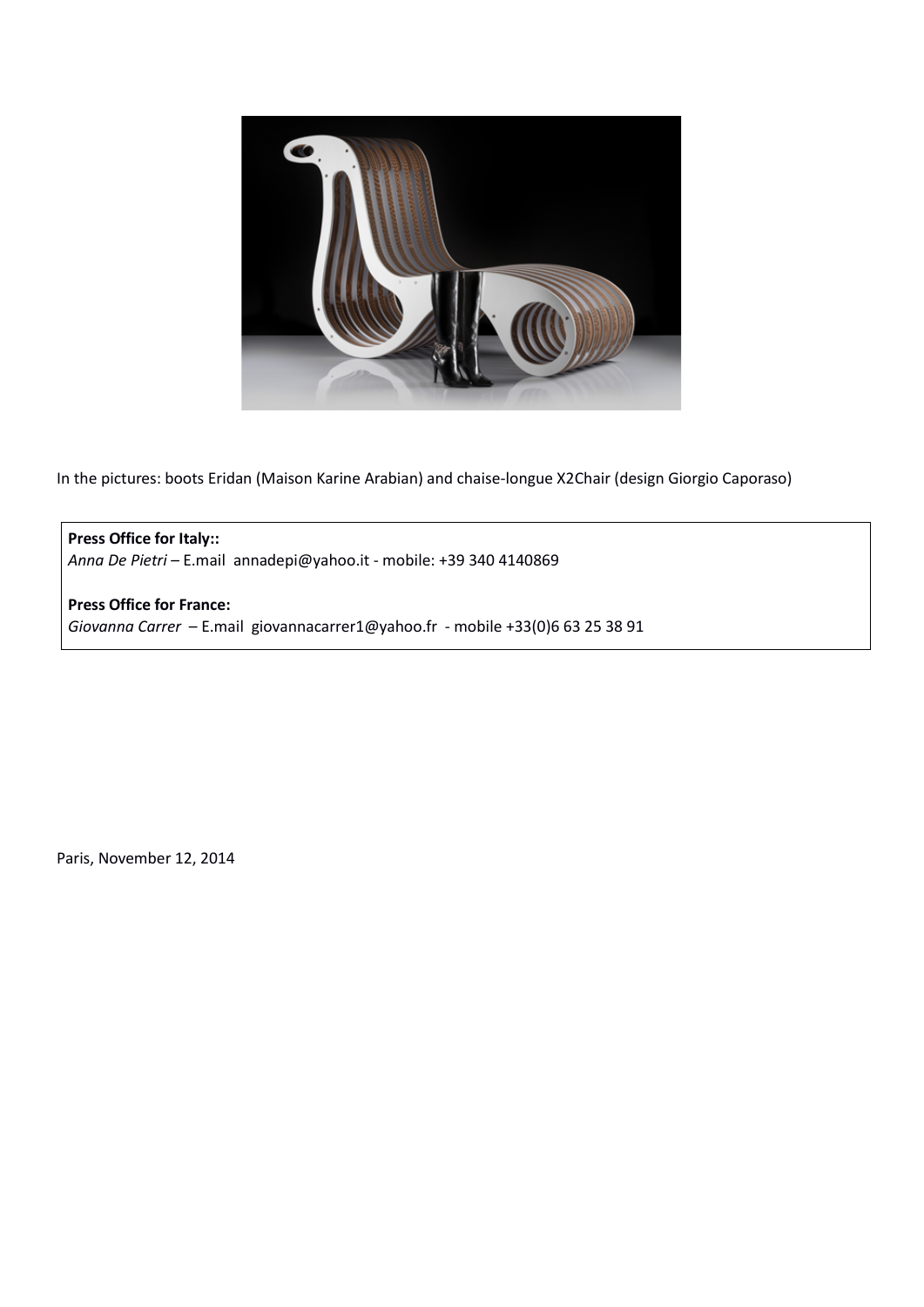In the pictures: boots Eridan (Maison Karine Arabian) and chaise-longue X2Chair (design Giorgio Caporaso)

**Press Office for Italy::**
*Anna De Pietri* – E.mail annadepi@yahoo.it - mobile: +39 340 4140869

**Press Office for France:**
*Giovanna Carrer* – E.mail giovannacarrer1@yahoo.fr - mobile +33(0)6 63 25 38 91

Paris, November 12, 2014